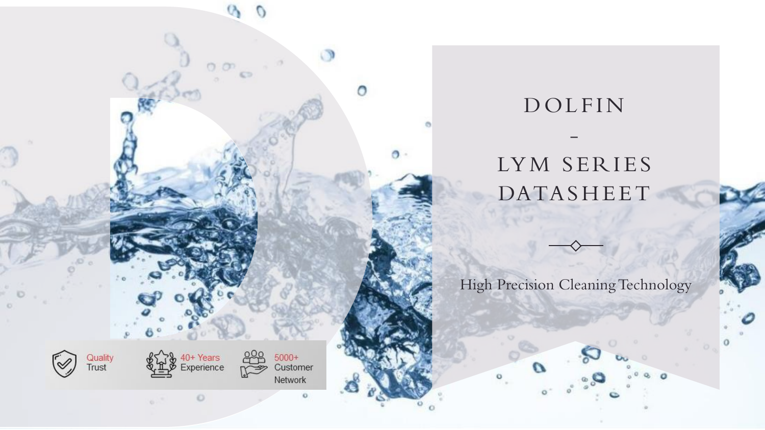# DOLFIN

# –

# LYM SERIES DATASHEET

High Precision Cleaning Technology

Quality Trust

40+ Years Experience

5000+ Customer Network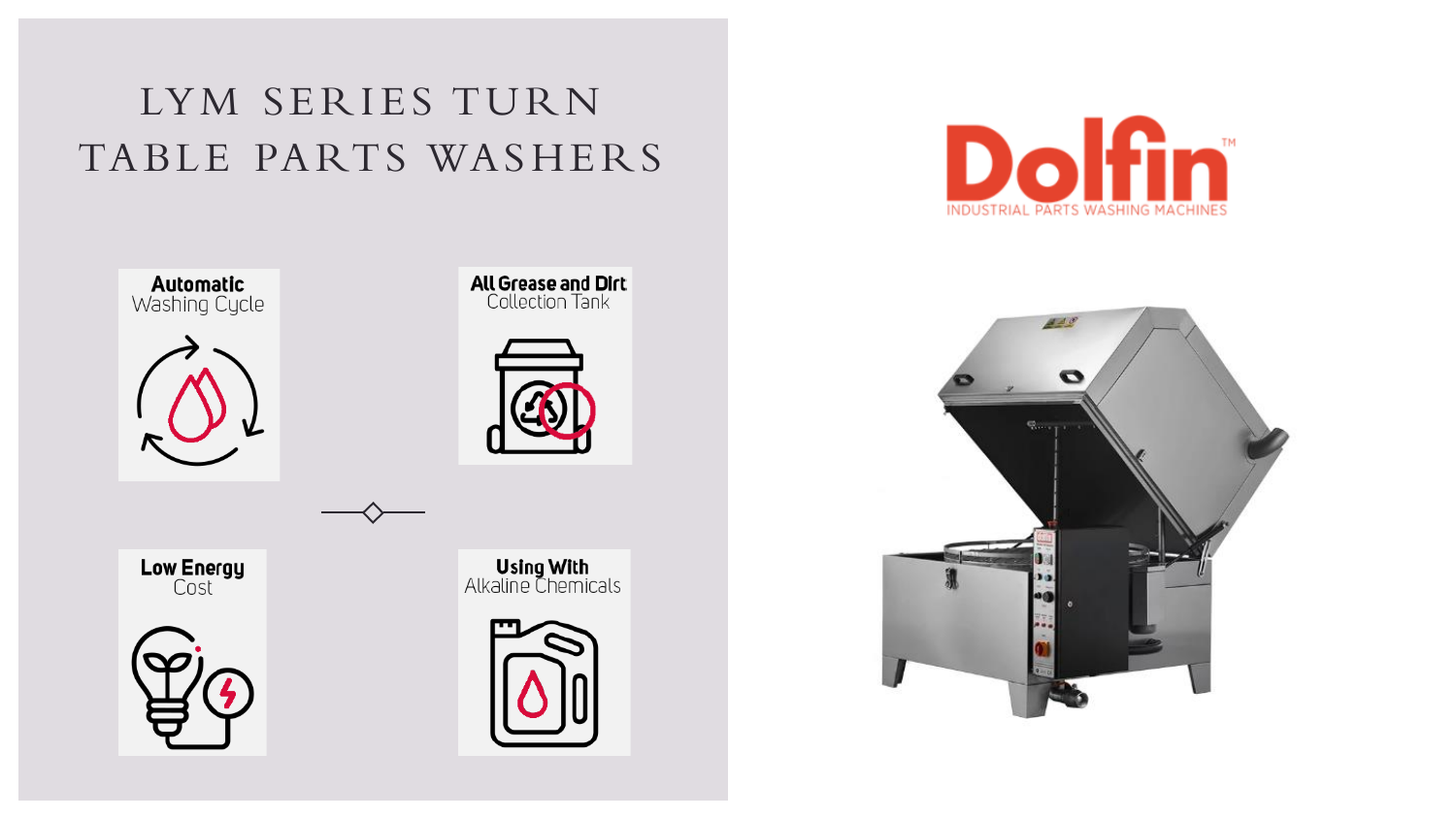# LYM SERIES TURN TABLE PARTS WASHERS

**Automatic** Washing Cycle

**All Grease and Dirt** Collection Tank

**Low Energy** Cost

**Using With** Alkaline Chemicals

Dolfin™

INDUSTRIAL PARTS WASHING MACHINES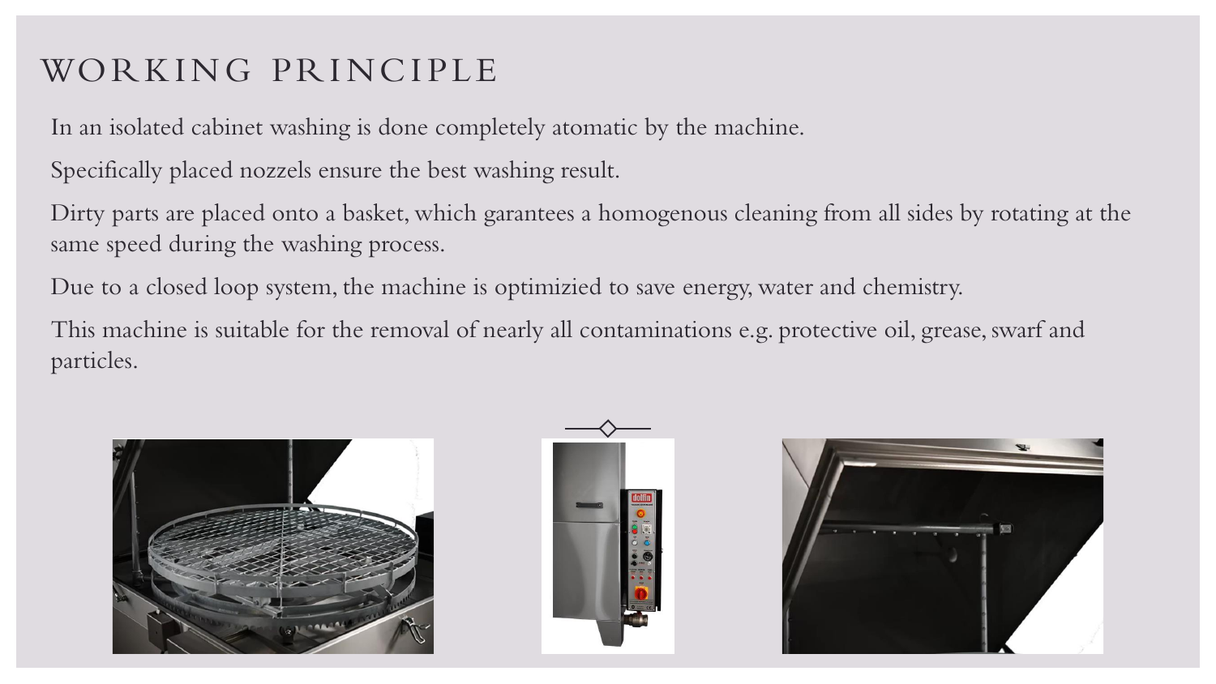# WORKING PRINCIPLE

In an isolated cabinet washing is done completely atomatic by the machine.

Specifically placed nozzels ensure the best washing result.

Dirty parts are placed onto a basket, which garantees a homogenous cleaning from all sides by rotating at the same speed during the washing process.

Due to a closed loop system, the machine is optimizied to save energy, water and chemistry.

This machine is suitable for the removal of nearly all contaminations e.g. protective oil, grease, swarf and particles.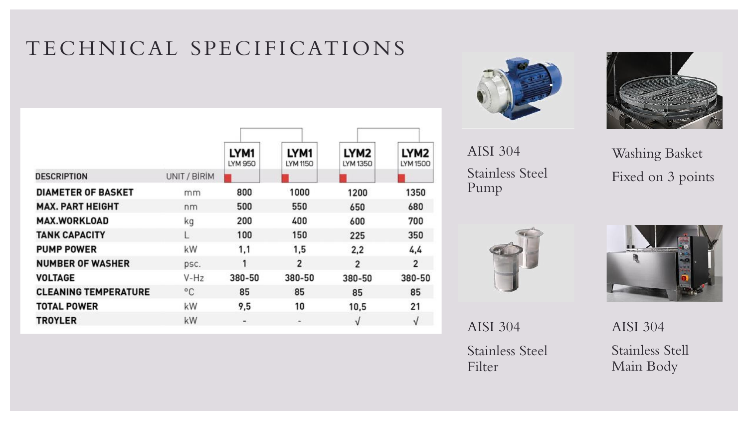# TECHNICAL SPECIFICATIONS

| DESCRIPTION | UNIT / BİRİM | LYM1 LYM 950 | LYM1 LYM 1150 | LYM2 LYM 1350 | LYM2 LYM 1500 |
|---|---|---|---|---|---|
| DIAMETER OF BASKET | mm | 800 | 1000 | 1200 | 1350 |
| MAX. PART HEIGHT | nm | 500 | 550 | 650 | 680 |
| MAX.WORKLOAD | kg | 200 | 400 | 600 | 700 |
| TANK CAPACITY | L | 100 | 150 | 225 | 350 |
| PUMP POWER | kW | 1,1 | 1,5 | 2,2 | 4,4 |
| NUMBER OF WASHER | psc. | 1 | 2 | 2 | 2 |
| VOLTAGE | V-Hz | 380-50 | 380-50 | 380-50 | 380-50 |
| CLEANING TEMPERATURE | °C | 85 | 85 | 85 | 85 |
| TOTAL POWER | kW | 9,5 | 10 | 10,5 | 21 |
| TROYLER | kW | - | - | √ | √ |

AISI 304

Stainless Steel Pump

Washing Basket

Fixed on 3 points

AISI 304

Stainless Steel Filter

AISI 304

Stainless Stell Main Body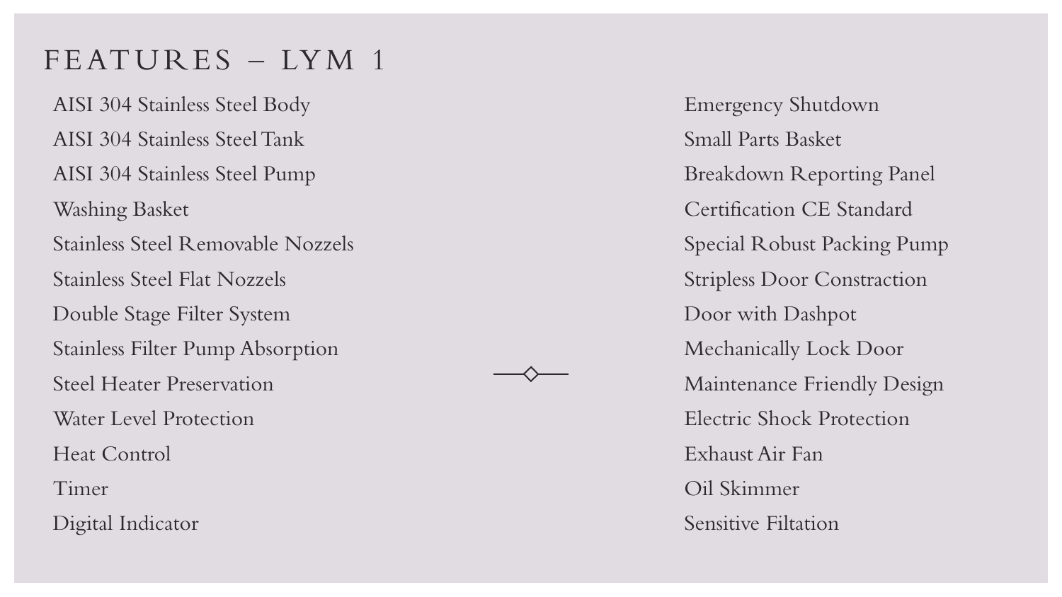# FEATURES – LYM 1

- AISI 304 Stainless Steel Body
- AISI 304 Stainless Steel Tank
- AISI 304 Stainless Steel Pump
- Washing Basket
- Stainless Steel Removable Nozzels
- Stainless Steel Flat Nozzels
- Double Stage Filter System
- Stainless Filter Pump Absorption
- Steel Heater Preservation
- Water Level Protection
- Heat Control
- Timer
- Digital Indicator
- Emergency Shutdown
- Small Parts Basket
- Breakdown Reporting Panel
- Certification CE Standard
- Special Robust Packing Pump
- Stripless Door Constraction
- Door with Dashpot
- Mechanically Lock Door
- Maintenance Friendly Design
- Electric Shock Protection
- Exhaust Air Fan
- Oil Skimmer
- Sensitive Filtation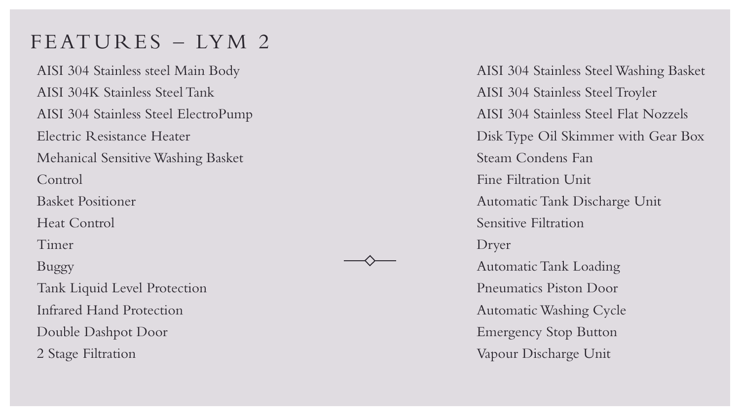# FEATURES – LYM 2

- AISI 304 Stainless steel Main Body
- AISI 304K Stainless Steel Tank
- AISI 304 Stainless Steel ElectroPump
- Electric Resistance Heater
- Mehanical Sensitive Washing Basket
- Control
- Basket Positioner
- Heat Control
- Timer
- Buggy
- Tank Liquid Level Protection
- Infrared Hand Protection
- Double Dashpot Door
- 2 Stage Filtration
- AISI 304 Stainless Steel Washing Basket
- AISI 304 Stainless Steel Troyler
- AISI 304 Stainless Steel Flat Nozzels
- Disk Type Oil Skimmer with Gear Box
- Steam Condens Fan
- Fine Filtration Unit
- Automatic Tank Discharge Unit
- Sensitive Filtration
- Dryer
- Automatic Tank Loading
- Pneumatics Piston Door
- Automatic Washing Cycle
- Emergency Stop Button
- Vapour Discharge Unit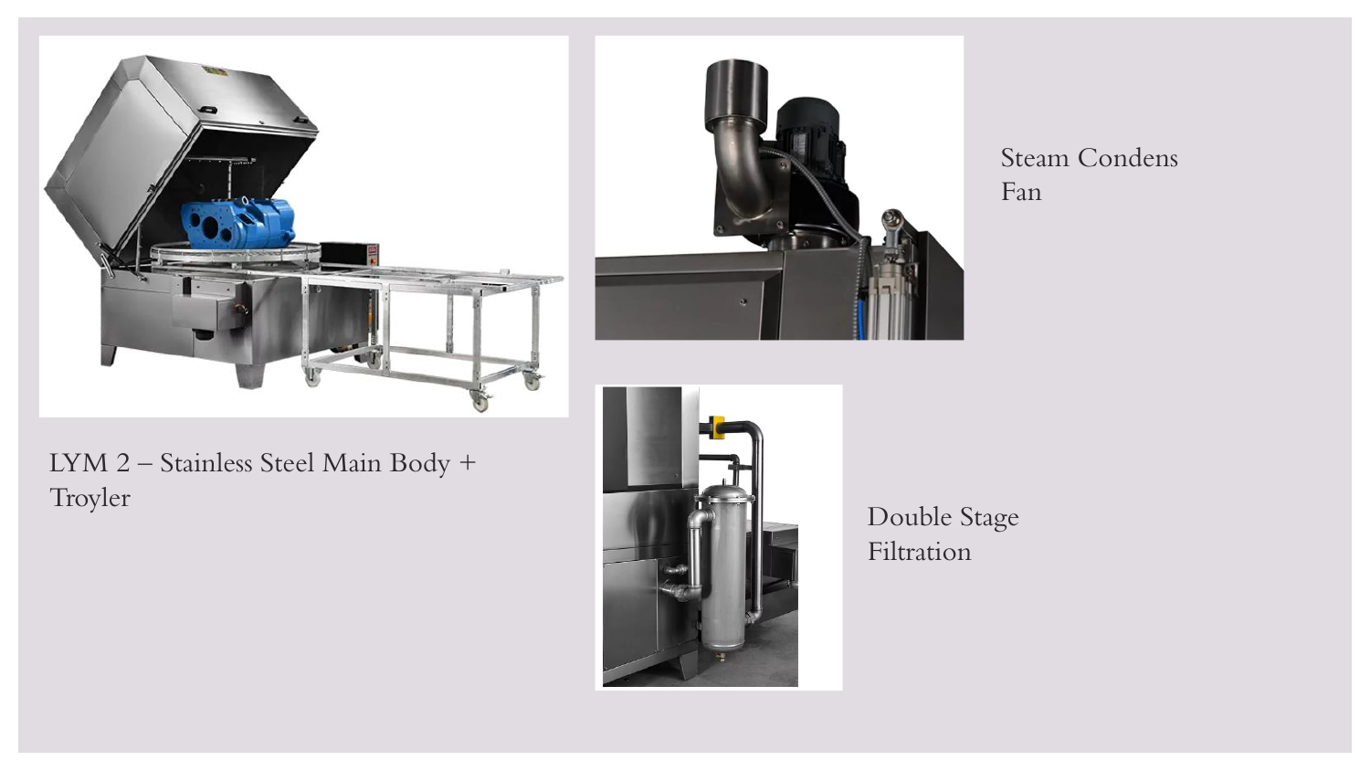LYM 2 – Stainless Steel Main Body + Troyler

Steam Condens Fan

Double Stage Filtration